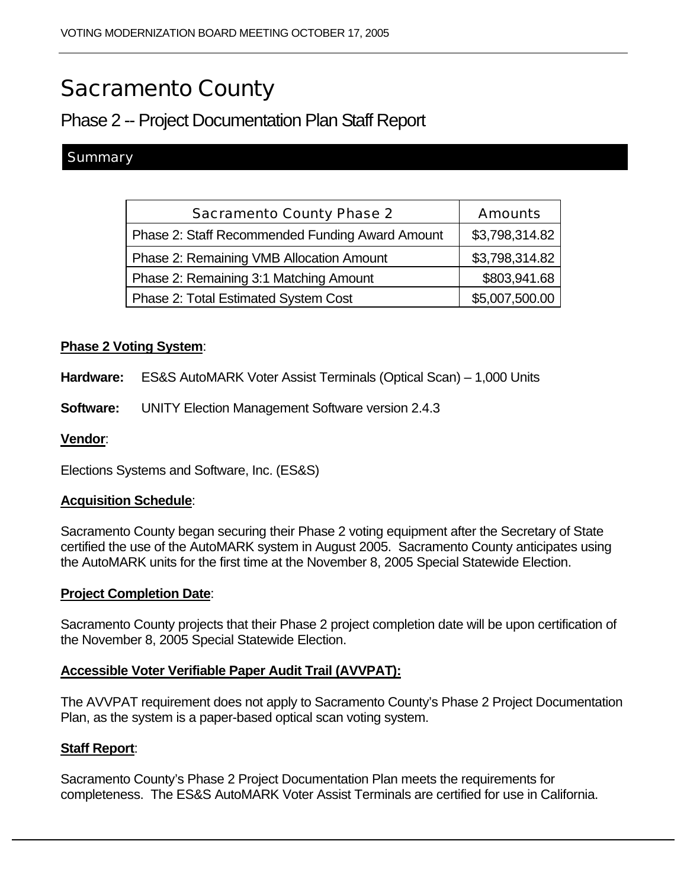# Sacramento County

## Phase 2 -- Project Documentation Plan Staff Report

### Summary

| Sacramento County Phase 2 | Amounts |
|---|---|
| Phase 2: Staff Recommended Funding Award Amount | $3,798,314.82 |
| Phase 2: Remaining VMB Allocation Amount | $3,798,314.82 |
| Phase 2: Remaining 3:1 Matching Amount | $803,941.68 |
| Phase 2: Total Estimated System Cost | $5,007,500.00 |

**Phase 2 Voting System**:

**Hardware:** ES&S AutoMARK Voter Assist Terminals (Optical Scan) – 1,000 Units

**Software:** UNITY Election Management Software version 2.4.3

**Vendor**:

Elections Systems and Software, Inc. (ES&S)

**Acquisition Schedule**:

Sacramento County began securing their Phase 2 voting equipment after the Secretary of State certified the use of the AutoMARK system in August 2005. Sacramento County anticipates using the AutoMARK units for the first time at the November 8, 2005 Special Statewide Election.

**Project Completion Date**:

Sacramento County projects that their Phase 2 project completion date will be upon certification of the November 8, 2005 Special Statewide Election.

**Accessible Voter Verifiable Paper Audit Trail (AVVPAT):**

The AVVPAT requirement does not apply to Sacramento County's Phase 2 Project Documentation Plan, as the system is a paper-based optical scan voting system.

**Staff Report**:

Sacramento County's Phase 2 Project Documentation Plan meets the requirements for completeness. The ES&S AutoMARK Voter Assist Terminals are certified for use in California.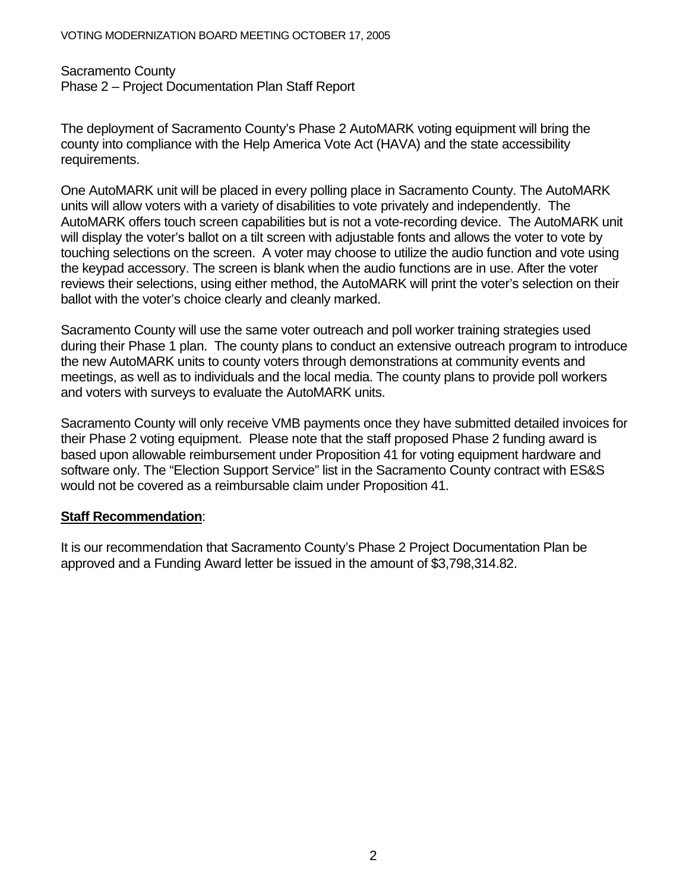Sacramento County
Phase 2 – Project Documentation Plan Staff Report

The deployment of Sacramento County's Phase 2 AutoMARK voting equipment will bring the county into compliance with the Help America Vote Act (HAVA) and the state accessibility requirements.

One AutoMARK unit will be placed in every polling place in Sacramento County. The AutoMARK units will allow voters with a variety of disabilities to vote privately and independently. The AutoMARK offers touch screen capabilities but is not a vote-recording device. The AutoMARK unit will display the voter's ballot on a tilt screen with adjustable fonts and allows the voter to vote by touching selections on the screen. A voter may choose to utilize the audio function and vote using the keypad accessory. The screen is blank when the audio functions are in use. After the voter reviews their selections, using either method, the AutoMARK will print the voter's selection on their ballot with the voter's choice clearly and cleanly marked.

Sacramento County will use the same voter outreach and poll worker training strategies used during their Phase 1 plan. The county plans to conduct an extensive outreach program to introduce the new AutoMARK units to county voters through demonstrations at community events and meetings, as well as to individuals and the local media. The county plans to provide poll workers and voters with surveys to evaluate the AutoMARK units.

Sacramento County will only receive VMB payments once they have submitted detailed invoices for their Phase 2 voting equipment. Please note that the staff proposed Phase 2 funding award is based upon allowable reimbursement under Proposition 41 for voting equipment hardware and software only. The "Election Support Service" list in the Sacramento County contract with ES&S would not be covered as a reimbursable claim under Proposition 41.

**Staff Recommendation**:

It is our recommendation that Sacramento County's Phase 2 Project Documentation Plan be approved and a Funding Award letter be issued in the amount of $3,798,314.82.